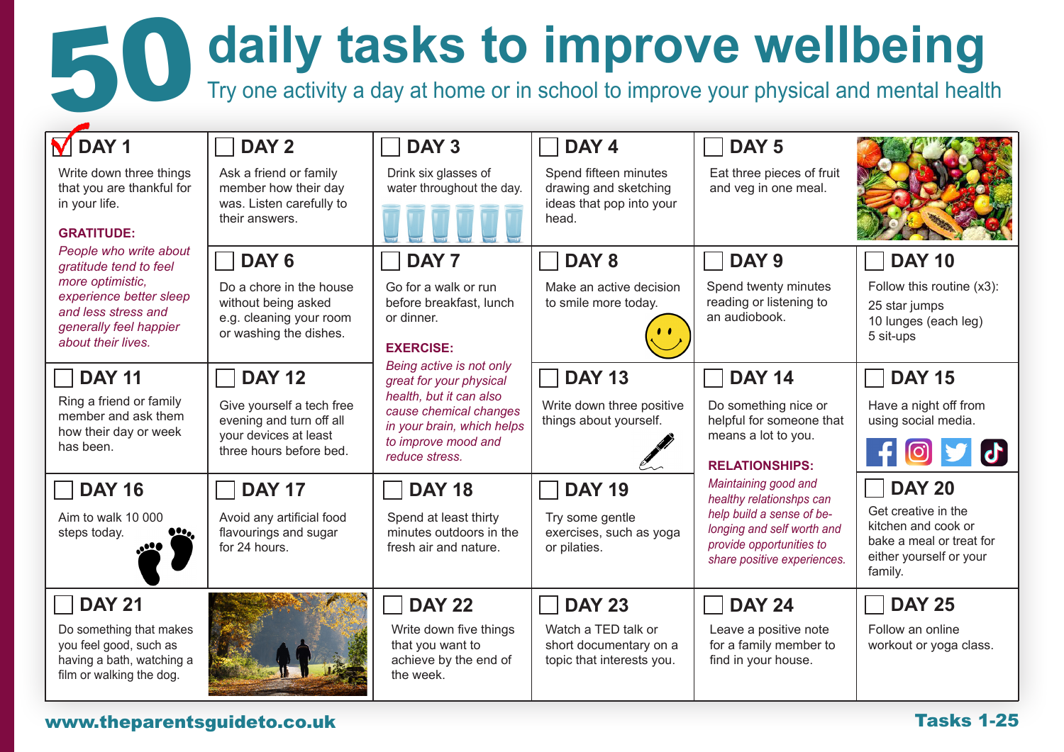# 50 daily tasks to improve wellbeing

Try one activity a day at home or in school to improve your physical and mental health

## DAY 1 ☑

Write down three things that you are thankful for in your life.

**GRATITUDE:**

*People who write about gratitude tend to feel more optimistic, experience better sleep and less stress and generally feel happier about their lives.*

## DAY 2 ☐

Ask a friend or family member how their day was. Listen carefully to their answers.

## DAY 3 ☐

Drink six glasses of water throughout the day.

## DAY 4 ☐

Spend fifteen minutes drawing and sketching ideas that pop into your head.

## DAY 5 ☐

Eat three pieces of fruit and veg in one meal.

## DAY 6 ☐

Do a chore in the house without being asked e.g. cleaning your room or washing the dishes.

## DAY 7 ☐

Go for a walk or run before breakfast, lunch or dinner.

**EXERCISE:**

*Being active is not only great for your physical health, but it can also cause chemical changes in your brain, which helps to improve mood and reduce stress.*

## DAY 8 ☐

Make an active decision to smile more today.

## DAY 9 ☐

Spend twenty minutes reading or listening to an audiobook.

## DAY 10 ☐

Follow this routine (x3):

25 star jumps
10 lunges (each leg)
5 sit-ups

## DAY 11 ☐

Ring a friend or family member and ask them how their day or week has been.

## DAY 12 ☐

Give yourself a tech free evening and turn off all your devices at least three hours before bed.

## DAY 13 ☐

Write down three positive things about yourself.

## DAY 14 ☐

Do something nice or helpful for someone that means a lot to you.

**RELATIONSHIPS:**

*Maintaining good and healthy relationshps can help build a sense of be-longing and self worth and provide opportunities to share positive experiences.*

## DAY 15 ☐

Have a night off from using social media.

## DAY 16 ☐

Aim to walk 10 000 steps today.

## DAY 17 ☐

Avoid any artificial food flavourings and sugar for 24 hours.

## DAY 18 ☐

Spend at least thirty minutes outdoors in the fresh air and nature.

## DAY 19 ☐

Try some gentle exercises, such as yoga or pilaties.

## DAY 20 ☐

Get creative in the kitchen and cook or bake a meal or treat for either yourself or your family.

## DAY 21 ☐

Do something that makes you feel good, such as having a bath, watching a film or walking the dog.

## DAY 22 ☐

Write down five things that you want to achieve by the end of the week.

## DAY 23 ☐

Watch a TED talk or short documentary on a topic that interests you.

## DAY 24 ☐

Leave a positive note for a family member to find in your house.

## DAY 25 ☐

Follow an online workout or yoga class.

www.theparentsguideto.co.uk

Tasks 1-25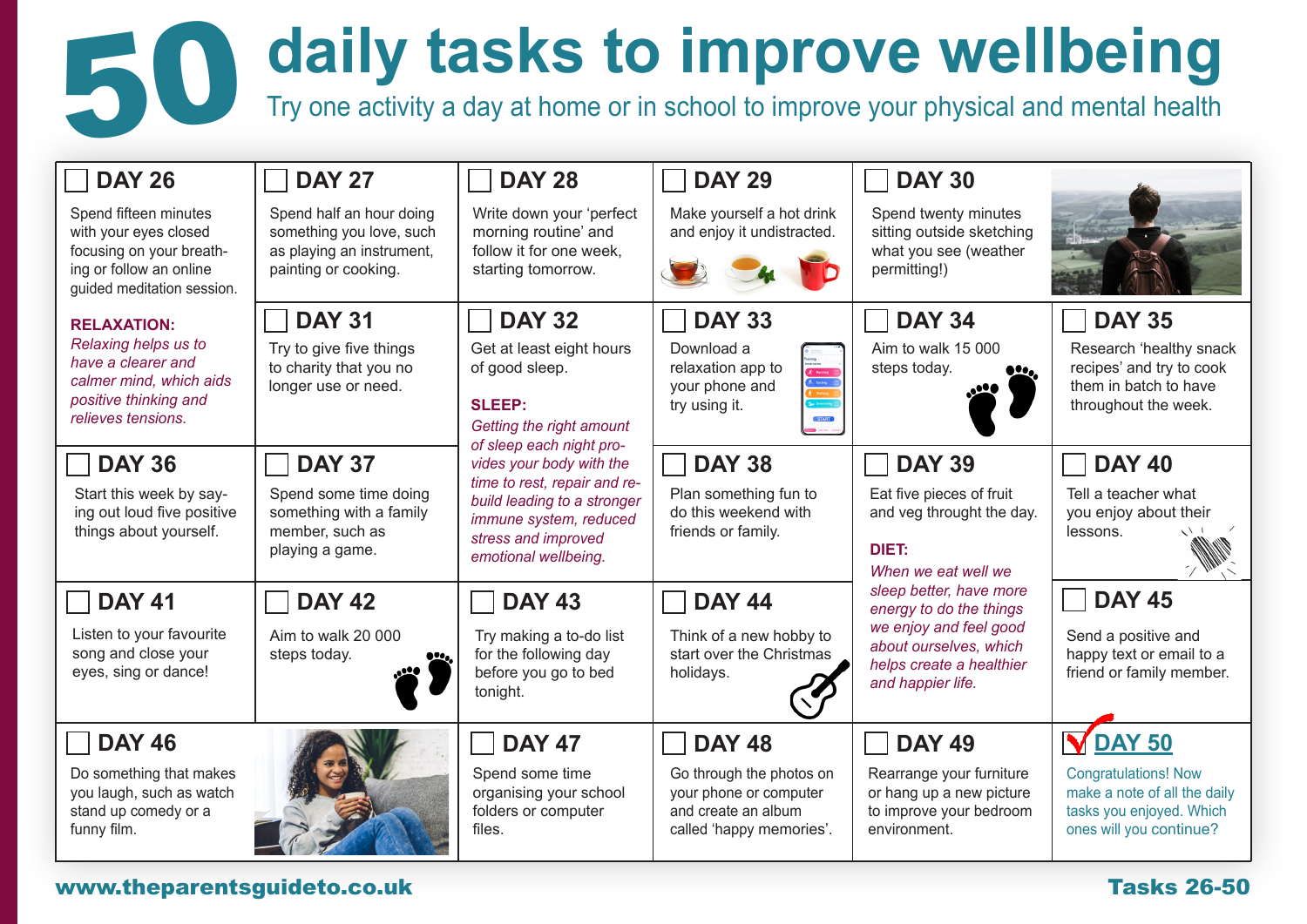# 50 daily tasks to improve wellbeing

Try one activity a day at home or in school to improve your physical and mental health

### DAY 26

Spend fifteen minutes with your eyes closed focusing on your breathing or follow an online guided meditation session.

**RELAXATION:**

*Relaxing helps us to have a clearer and calmer mind, which aids positive thinking and relieves tensions.*

### DAY 27

Spend half an hour doing something you love, such as playing an instrument, painting or cooking.

### DAY 28

Write down your 'perfect morning routine' and follow it for one week, starting tomorrow.

### DAY 29

Make yourself a hot drink and enjoy it undistracted.

### DAY 30

Spend twenty minutes sitting outside sketching what you see (weather permitting!)

### DAY 31

Try to give five things to charity that you no longer use or need.

### DAY 32

Get at least eight hours of good sleep.

**SLEEP:**

*Getting the right amount of sleep each night provides your body with the time to rest, repair and rebuild leading to a stronger immune system, reduced stress and improved emotional wellbeing.*

### DAY 33

Download a relaxation app to your phone and try using it.

### DAY 34

Aim to walk 15 000 steps today.

### DAY 35

Research 'healthy snack recipes' and try to cook them in batch to have throughout the week.

### DAY 36

Start this week by saying out loud five positive things about yourself.

### DAY 37

Spend some time doing something with a family member, such as playing a game.

### DAY 38

Plan something fun to do this weekend with friends or family.

### DAY 39

Eat five pieces of fruit and veg throught the day.

**DIET:**

*When we eat well we sleep better, have more energy to do the things we enjoy and feel good about ourselves, which helps create a healthier and happier life.*

### DAY 40

Tell a teacher what you enjoy about their lessons.

### DAY 41

Listen to your favourite song and close your eyes, sing or dance!

### DAY 42

Aim to walk 20 000 steps today.

### DAY 43

Try making a to-do list for the following day before you go to bed tonight.

### DAY 44

Think of a new hobby to start over the Christmas holidays.

### DAY 45

Send a positive and happy text or email to a friend or family member.

### DAY 46

Do something that makes you laugh, such as watch stand up comedy or a funny film.

### DAY 47

Spend some time organising your school folders or computer files.

### DAY 48

Go through the photos on your phone or computer and create an album called 'happy memories'.

### DAY 49

Rearrange your furniture or hang up a new picture to improve your bedroom environment.

### DAY 50

Congratulations! Now make a note of all the daily tasks you enjoyed. Which ones will you continue?

www.theparentsguideto.co.uk

Tasks 26-50